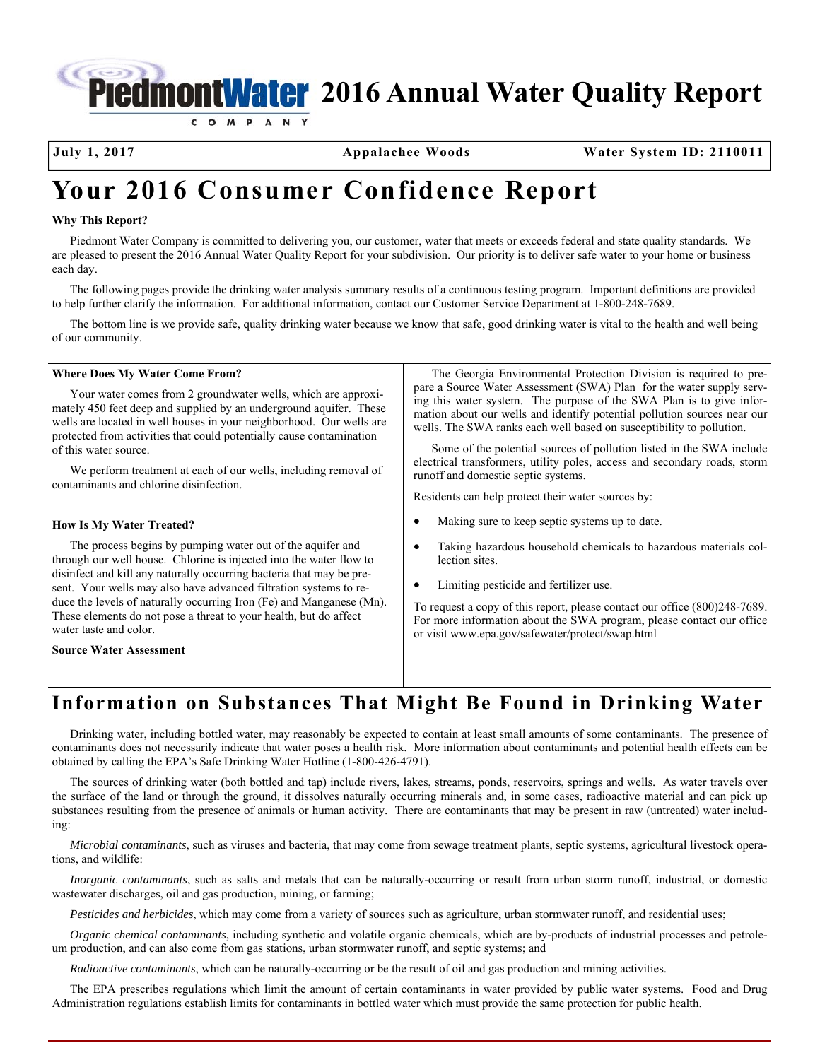# Piedmont Water Company 2016 Annual Water Quality Report

**July 1, 2017** | **Appalachee Woods** | **Water System ID: 2110011**

# Your 2016 Consumer Confidence Report

**Why This Report?**

Piedmont Water Company is committed to delivering you, our customer, water that meets or exceeds federal and state quality standards. We are pleased to present the 2016 Annual Water Quality Report for your subdivision. Our priority is to deliver safe water to your home or business each day.

The following pages provide the drinking water analysis summary results of a continuous testing program. Important definitions are provided to help further clarify the information. For additional information, contact our Customer Service Department at 1-800-248-7689.

The bottom line is we provide safe, quality drinking water because we know that safe, good drinking water is vital to the health and well being of our community.

**Where Does My Water Come From?**

Your water comes from 2 groundwater wells, which are approximately 450 feet deep and supplied by an underground aquifer. These wells are located in well houses in your neighborhood. Our wells are protected from activities that could potentially cause contamination of this water source.

We perform treatment at each of our wells, including removal of contaminants and chlorine disinfection.

**How Is My Water Treated?**

The process begins by pumping water out of the aquifer and through our well house. Chlorine is injected into the water flow to disinfect and kill any naturally occurring bacteria that may be present. Your wells may also have advanced filtration systems to reduce the levels of naturally occurring Iron (Fe) and Manganese (Mn). These elements do not pose a threat to your health, but do affect water taste and color.

**Source Water Assessment**

The Georgia Environmental Protection Division is required to prepare a Source Water Assessment (SWA) Plan for the water supply serving this water system. The purpose of the SWA Plan is to give information about our wells and identify potential pollution sources near our wells. The SWA ranks each well based on susceptibility to pollution.

Some of the potential sources of pollution listed in the SWA include electrical transformers, utility poles, access and secondary roads, storm runoff and domestic septic systems.

Residents can help protect their water sources by:

- Making sure to keep septic systems up to date.
- Taking hazardous household chemicals to hazardous materials collection sites.
- Limiting pesticide and fertilizer use.

To request a copy of this report, please contact our office (800)248-7689. For more information about the SWA program, please contact our office or visit www.epa.gov/safewater/protect/swap.html

## Information on Substances That Might Be Found in Drinking Water

Drinking water, including bottled water, may reasonably be expected to contain at least small amounts of some contaminants. The presence of contaminants does not necessarily indicate that water poses a health risk. More information about contaminants and potential health effects can be obtained by calling the EPA's Safe Drinking Water Hotline (1-800-426-4791).

The sources of drinking water (both bottled and tap) include rivers, lakes, streams, ponds, reservoirs, springs and wells. As water travels over the surface of the land or through the ground, it dissolves naturally occurring minerals and, in some cases, radioactive material and can pick up substances resulting from the presence of animals or human activity. There are contaminants that may be present in raw (untreated) water including:

*Microbial contaminants*, such as viruses and bacteria, that may come from sewage treatment plants, septic systems, agricultural livestock operations, and wildlife:

*Inorganic contaminants*, such as salts and metals that can be naturally-occurring or result from urban storm runoff, industrial, or domestic wastewater discharges, oil and gas production, mining, or farming;

*Pesticides and herbicides*, which may come from a variety of sources such as agriculture, urban stormwater runoff, and residential uses;

*Organic chemical contaminants*, including synthetic and volatile organic chemicals, which are by-products of industrial processes and petroleum production, and can also come from gas stations, urban stormwater runoff, and septic systems; and

*Radioactive contaminants*, which can be naturally-occurring or be the result of oil and gas production and mining activities.

The EPA prescribes regulations which limit the amount of certain contaminants in water provided by public water systems. Food and Drug Administration regulations establish limits for contaminants in bottled water which must provide the same protection for public health.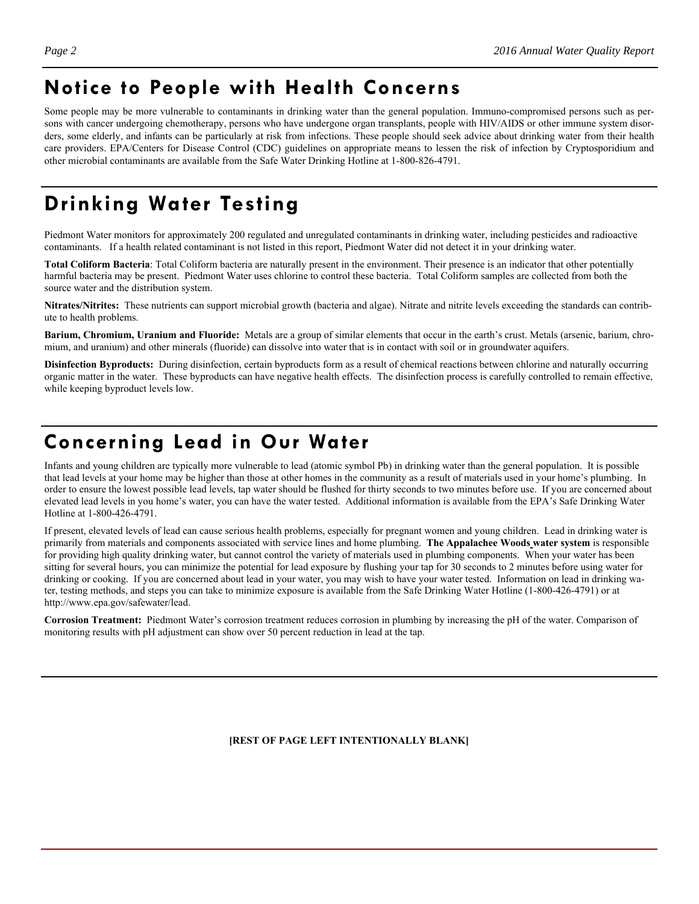## Notice to People with Health Concerns

Some people may be more vulnerable to contaminants in drinking water than the general population. Immuno-compromised persons such as persons with cancer undergoing chemotherapy, persons who have undergone organ transplants, people with HIV/AIDS or other immune system disorders, some elderly, and infants can be particularly at risk from infections. These people should seek advice about drinking water from their health care providers. EPA/Centers for Disease Control (CDC) guidelines on appropriate means to lessen the risk of infection by Cryptosporidium and other microbial contaminants are available from the Safe Water Drinking Hotline at 1-800-826-4791.

## Drinking Water Testing

Piedmont Water monitors for approximately 200 regulated and unregulated contaminants in drinking water, including pesticides and radioactive contaminants. If a health related contaminant is not listed in this report, Piedmont Water did not detect it in your drinking water.

**Total Coliform Bacteria**: Total Coliform bacteria are naturally present in the environment. Their presence is an indicator that other potentially harmful bacteria may be present. Piedmont Water uses chlorine to control these bacteria. Total Coliform samples are collected from both the source water and the distribution system.

**Nitrates/Nitrites:** These nutrients can support microbial growth (bacteria and algae). Nitrate and nitrite levels exceeding the standards can contribute to health problems.

**Barium, Chromium, Uranium and Fluoride:** Metals are a group of similar elements that occur in the earth's crust. Metals (arsenic, barium, chromium, and uranium) and other minerals (fluoride) can dissolve into water that is in contact with soil or in groundwater aquifers.

**Disinfection Byproducts:** During disinfection, certain byproducts form as a result of chemical reactions between chlorine and naturally occurring organic matter in the water. These byproducts can have negative health effects. The disinfection process is carefully controlled to remain effective, while keeping byproduct levels low.

## Concerning Lead in Our Water

Infants and young children are typically more vulnerable to lead (atomic symbol Pb) in drinking water than the general population. It is possible that lead levels at your home may be higher than those at other homes in the community as a result of materials used in your home's plumbing. In order to ensure the lowest possible lead levels, tap water should be flushed for thirty seconds to two minutes before use. If you are concerned about elevated lead levels in you home's water, you can have the water tested. Additional information is available from the EPA's Safe Drinking Water Hotline at 1-800-426-4791.

If present, elevated levels of lead can cause serious health problems, especially for pregnant women and young children. Lead in drinking water is primarily from materials and components associated with service lines and home plumbing. **The Appalachee Woods water system** is responsible for providing high quality drinking water, but cannot control the variety of materials used in plumbing components. When your water has been sitting for several hours, you can minimize the potential for lead exposure by flushing your tap for 30 seconds to 2 minutes before using water for drinking or cooking. If you are concerned about lead in your water, you may wish to have your water tested. Information on lead in drinking water, testing methods, and steps you can take to minimize exposure is available from the Safe Drinking Water Hotline (1-800-426-4791) or at http://www.epa.gov/safewater/lead.

**Corrosion Treatment:** Piedmont Water's corrosion treatment reduces corrosion in plumbing by increasing the pH of the water. Comparison of monitoring results with pH adjustment can show over 50 percent reduction in lead at the tap.

**[REST OF PAGE LEFT INTENTIONALLY BLANK]**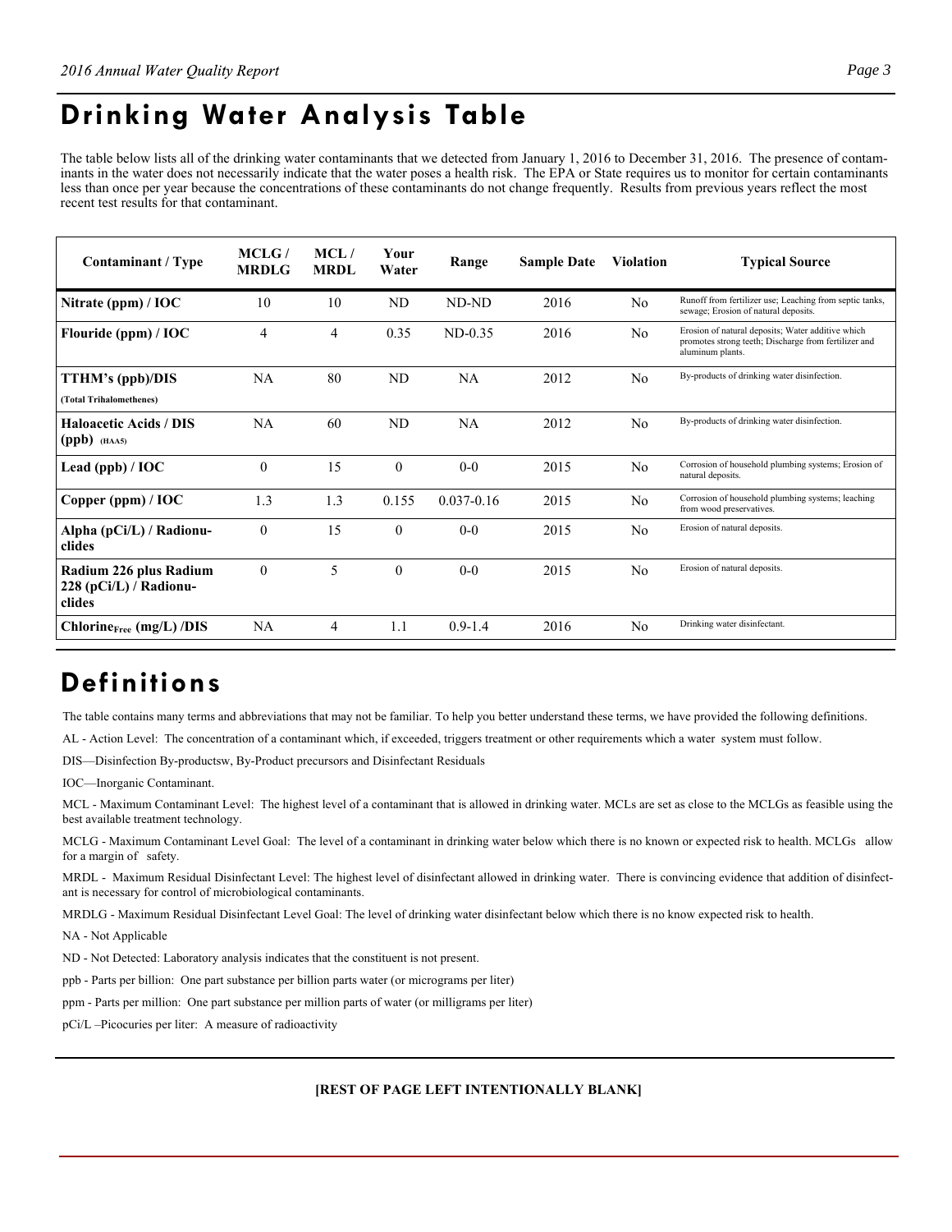# Drinking Water Analysis Table

The table below lists all of the drinking water contaminants that we detected from January 1, 2016 to December 31, 2016. The presence of contaminants in the water does not necessarily indicate that the water poses a health risk. The EPA or State requires us to monitor for certain contaminants less than once per year because the concentrations of these contaminants do not change frequently. Results from previous years reflect the most recent test results for that contaminant.

| Contaminant / Type | MCLG / MRDLG | MCL / MRDL | Your Water | Range | Sample Date | Violation | Typical Source |
|---|---|---|---|---|---|---|---|
| **Nitrate (ppm) / IOC** | 10 | 10 | ND | ND-ND | 2016 | No | Runoff from fertilizer use; Leaching from septic tanks, sewage; Erosion of natural deposits. |
| **Flouride (ppm) / IOC** | 4 | 4 | 0.35 | ND-0.35 | 2016 | No | Erosion of natural deposits; Water additive which promotes strong teeth; Discharge from fertilizer and aluminum plants. |
| **TTHM's (ppb)/DIS** **(Total Trihalomethenes)** | NA | 80 | ND | NA | 2012 | No | By-products of drinking water disinfection. |
| **Haloacetic Acids / DIS (ppb) (HAA5)** | NA | 60 | ND | NA | 2012 | No | By-products of drinking water disinfection. |
| **Lead (ppb) / IOC** | 0 | 15 | 0 | 0-0 | 2015 | No | Corrosion of household plumbing systems; Erosion of natural deposits. |
| **Copper (ppm) / IOC** | 1.3 | 1.3 | 0.155 | 0.037-0.16 | 2015 | No | Corrosion of household plumbing systems; leaching from wood preservatives. |
| **Alpha (pCi/L) / Radionuclides** | 0 | 15 | 0 | 0-0 | 2015 | No | Erosion of natural deposits. |
| **Radium 226 plus Radium 228 (pCi/L) / Radionuclides** | 0 | 5 | 0 | 0-0 | 2015 | No | Erosion of natural deposits. |
| **$Chlorine_{Free}$ (mg/L) /DIS** | NA | 4 | 1.1 | 0.9-1.4 | 2016 | No | Drinking water disinfectant. |

# Definitions

The table contains many terms and abbreviations that may not be familiar. To help you better understand these terms, we have provided the following definitions.

AL - Action Level: The concentration of a contaminant which, if exceeded, triggers treatment or other requirements which a water system must follow.

DIS—Disinfection By-productsw, By-Product precursors and Disinfectant Residuals

IOC—Inorganic Contaminant.

MCL - Maximum Contaminant Level: The highest level of a contaminant that is allowed in drinking water. MCLs are set as close to the MCLGs as feasible using the best available treatment technology.

MCLG - Maximum Contaminant Level Goal: The level of a contaminant in drinking water below which there is no known or expected risk to health. MCLGs allow for a margin of safety.

MRDL - Maximum Residual Disinfectant Level: The highest level of disinfectant allowed in drinking water. There is convincing evidence that addition of disinfectant is necessary for control of microbiological contaminants.

MRDLG - Maximum Residual Disinfectant Level Goal: The level of drinking water disinfectant below which there is no know expected risk to health.

NA - Not Applicable

ND - Not Detected: Laboratory analysis indicates that the constituent is not present.

ppb - Parts per billion: One part substance per billion parts water (or micrograms per liter)

ppm - Parts per million: One part substance per million parts of water (or milligrams per liter)

pCi/L –Picocuries per liter: A measure of radioactivity

**[REST OF PAGE LEFT INTENTIONALLY BLANK]**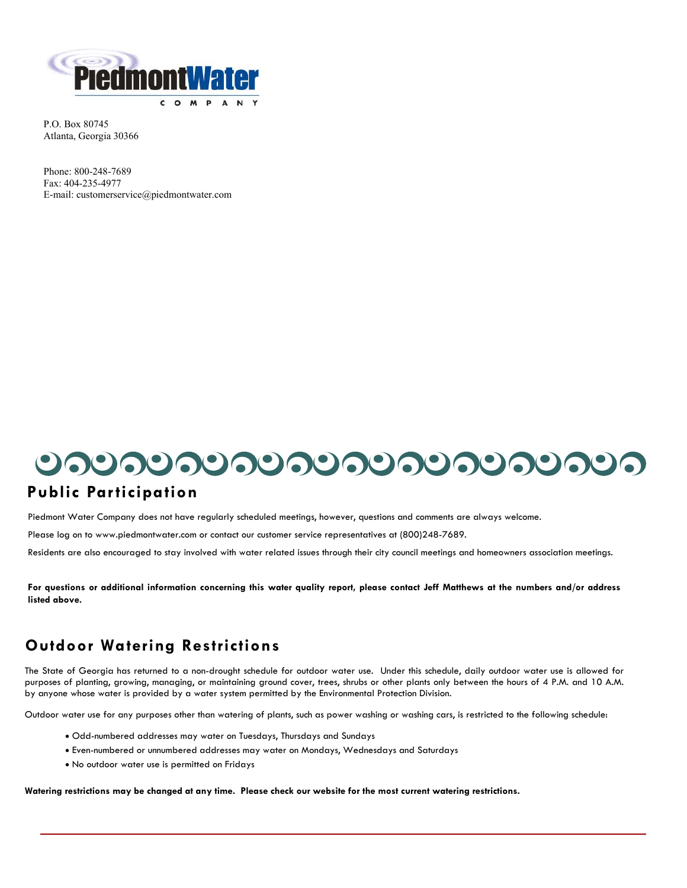PiedmontWater COMPANY

P.O. Box 80745
Atlanta, Georgia 30366

Phone: 800-248-7689
Fax: 404-235-4977
E-mail: customerservice@piedmontwater.com

## Public Participation

Piedmont Water Company does not have regularly scheduled meetings, however, questions and comments are always welcome.

Please log on to www.piedmontwater.com or contact our customer service representatives at (800)248-7689.

Residents are also encouraged to stay involved with water related issues through their city council meetings and homeowners association meetings.

**For questions or additional information concerning this water quality report, please contact Jeff Matthews at the numbers and/or address listed above.**

## Outdoor Watering Restrictions

The State of Georgia has returned to a non-drought schedule for outdoor water use. Under this schedule, daily outdoor water use is allowed for purposes of planting, growing, managing, or maintaining ground cover, trees, shrubs or other plants only between the hours of 4 P.M. and 10 A.M. by anyone whose water is provided by a water system permitted by the Environmental Protection Division.

Outdoor water use for any purposes other than watering of plants, such as power washing or washing cars, is restricted to the following schedule:

- Odd-numbered addresses may water on Tuesdays, Thursdays and Sundays
- Even-numbered or unnumbered addresses may water on Mondays, Wednesdays and Saturdays
- No outdoor water use is permitted on Fridays

**Watering restrictions may be changed at any time. Please check our website for the most current watering restrictions.**